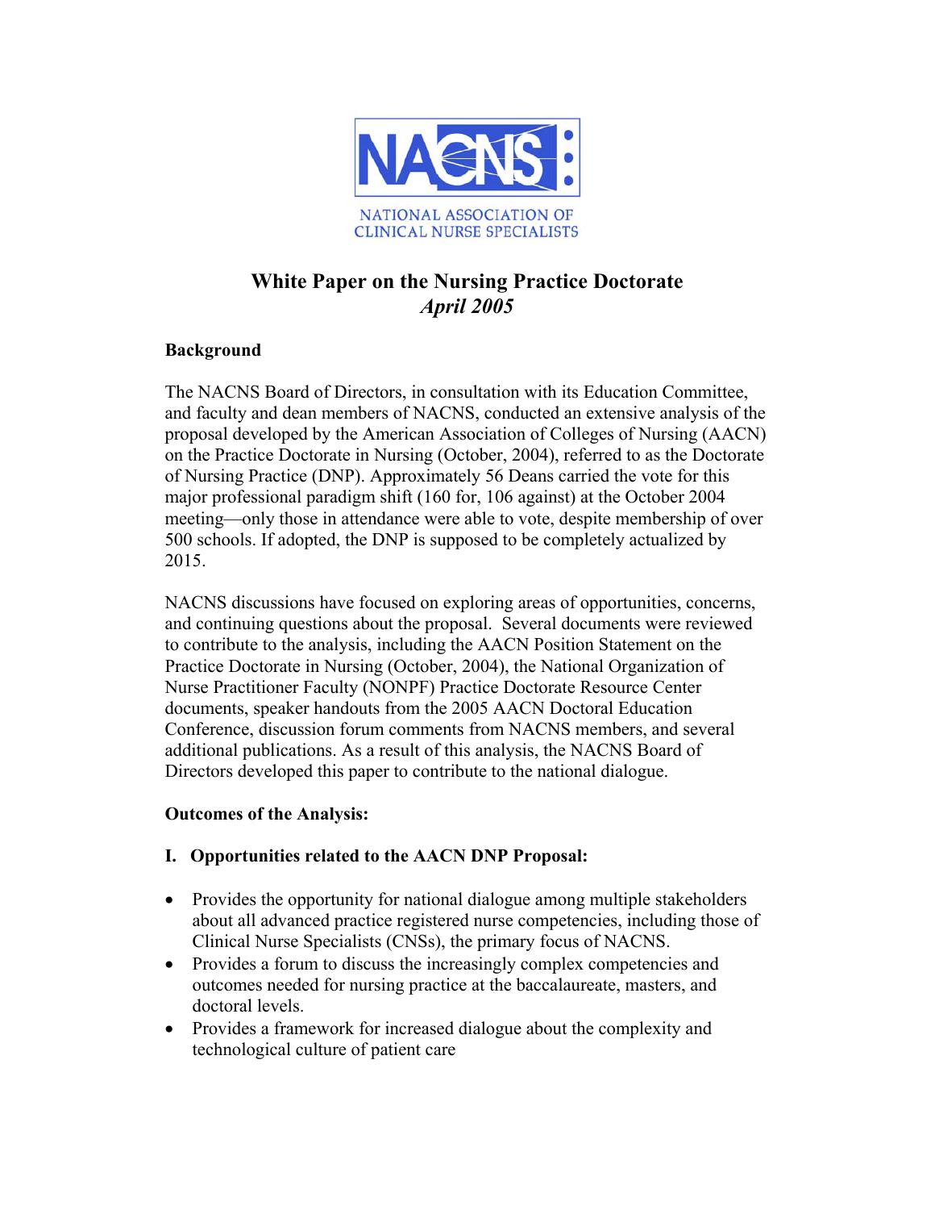NATIONAL ASSOCIATION OF CLINICAL NURSE SPECIALISTS

# White Paper on the Nursing Practice Doctorate

*April 2005*

**Background**

The NACNS Board of Directors, in consultation with its Education Committee, and faculty and dean members of NACNS, conducted an extensive analysis of the proposal developed by the American Association of Colleges of Nursing (AACN) on the Practice Doctorate in Nursing (October, 2004), referred to as the Doctorate of Nursing Practice (DNP). Approximately 56 Deans carried the vote for this major professional paradigm shift (160 for, 106 against) at the October 2004 meeting—only those in attendance were able to vote, despite membership of over 500 schools. If adopted, the DNP is supposed to be completely actualized by 2015.

NACNS discussions have focused on exploring areas of opportunities, concerns, and continuing questions about the proposal. Several documents were reviewed to contribute to the analysis, including the AACN Position Statement on the Practice Doctorate in Nursing (October, 2004), the National Organization of Nurse Practitioner Faculty (NONPF) Practice Doctorate Resource Center documents, speaker handouts from the 2005 AACN Doctoral Education Conference, discussion forum comments from NACNS members, and several additional publications. As a result of this analysis, the NACNS Board of Directors developed this paper to contribute to the national dialogue.

**Outcomes of the Analysis:**

**I. Opportunities related to the AACN DNP Proposal:**

- Provides the opportunity for national dialogue among multiple stakeholders about all advanced practice registered nurse competencies, including those of Clinical Nurse Specialists (CNSs), the primary focus of NACNS.
- Provides a forum to discuss the increasingly complex competencies and outcomes needed for nursing practice at the baccalaureate, masters, and doctoral levels.
- Provides a framework for increased dialogue about the complexity and technological culture of patient care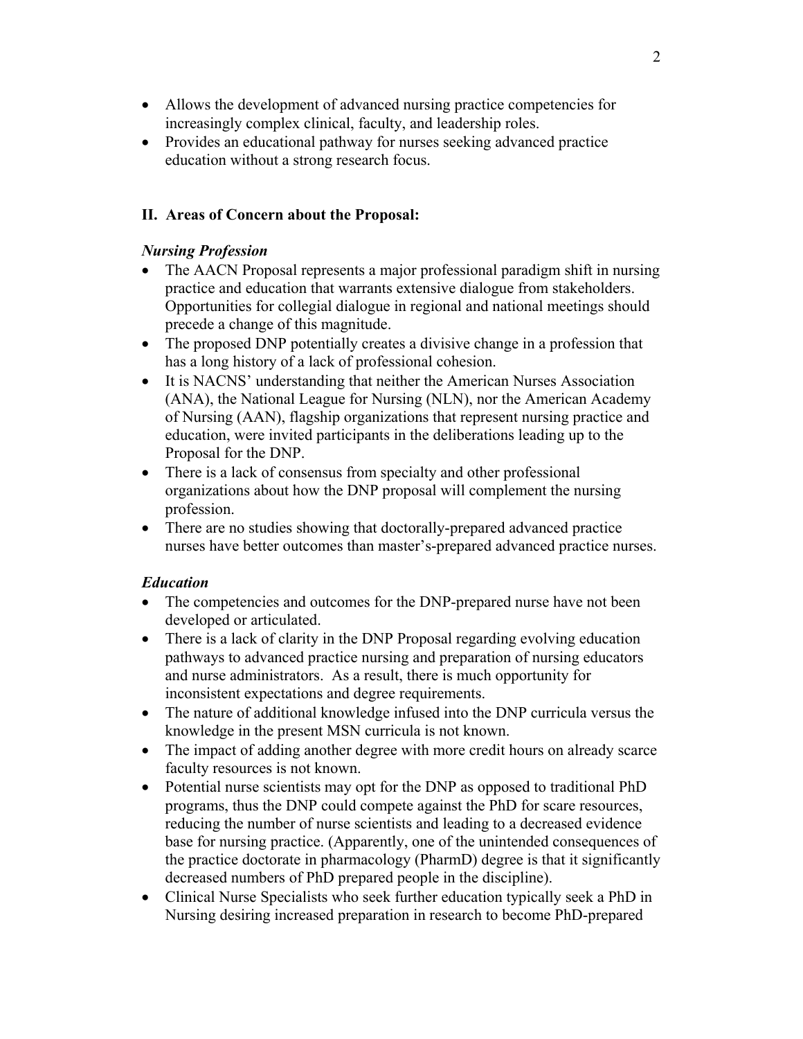- Allows the development of advanced nursing practice competencies for increasingly complex clinical, faculty, and leadership roles.
- Provides an educational pathway for nurses seeking advanced practice education without a strong research focus.

## II. Areas of Concern about the Proposal:

### *Nursing Profession*

- The AACN Proposal represents a major professional paradigm shift in nursing practice and education that warrants extensive dialogue from stakeholders. Opportunities for collegial dialogue in regional and national meetings should precede a change of this magnitude.
- The proposed DNP potentially creates a divisive change in a profession that has a long history of a lack of professional cohesion.
- It is NACNS' understanding that neither the American Nurses Association (ANA), the National League for Nursing (NLN), nor the American Academy of Nursing (AAN), flagship organizations that represent nursing practice and education, were invited participants in the deliberations leading up to the Proposal for the DNP.
- There is a lack of consensus from specialty and other professional organizations about how the DNP proposal will complement the nursing profession.
- There are no studies showing that doctorally-prepared advanced practice nurses have better outcomes than master's-prepared advanced practice nurses.

### *Education*

- The competencies and outcomes for the DNP-prepared nurse have not been developed or articulated.
- There is a lack of clarity in the DNP Proposal regarding evolving education pathways to advanced practice nursing and preparation of nursing educators and nurse administrators. As a result, there is much opportunity for inconsistent expectations and degree requirements.
- The nature of additional knowledge infused into the DNP curricula versus the knowledge in the present MSN curricula is not known.
- The impact of adding another degree with more credit hours on already scarce faculty resources is not known.
- Potential nurse scientists may opt for the DNP as opposed to traditional PhD programs, thus the DNP could compete against the PhD for scare resources, reducing the number of nurse scientists and leading to a decreased evidence base for nursing practice. (Apparently, one of the unintended consequences of the practice doctorate in pharmacology (PharmD) degree is that it significantly decreased numbers of PhD prepared people in the discipline).
- Clinical Nurse Specialists who seek further education typically seek a PhD in Nursing desiring increased preparation in research to become PhD-prepared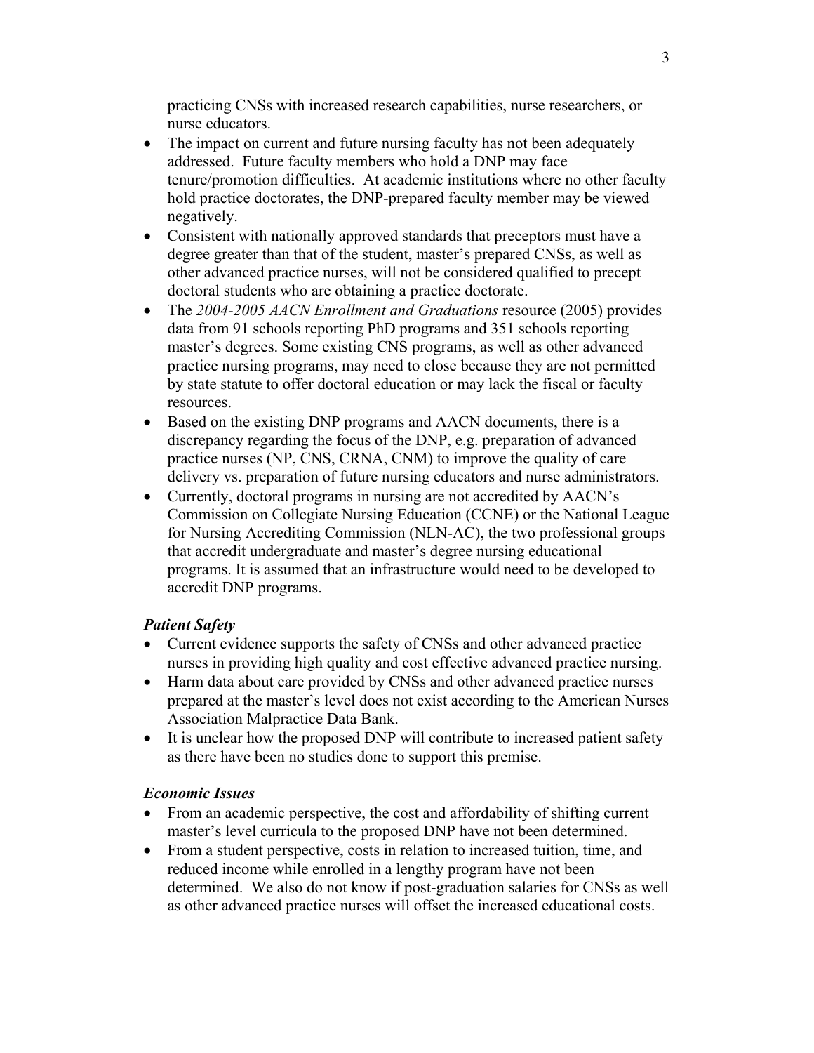practicing CNSs with increased research capabilities, nurse researchers, or nurse educators.

- The impact on current and future nursing faculty has not been adequately addressed. Future faculty members who hold a DNP may face tenure/promotion difficulties. At academic institutions where no other faculty hold practice doctorates, the DNP-prepared faculty member may be viewed negatively.
- Consistent with nationally approved standards that preceptors must have a degree greater than that of the student, master's prepared CNSs, as well as other advanced practice nurses, will not be considered qualified to precept doctoral students who are obtaining a practice doctorate.
- The *2004-2005 AACN Enrollment and Graduations* resource (2005) provides data from 91 schools reporting PhD programs and 351 schools reporting master's degrees. Some existing CNS programs, as well as other advanced practice nursing programs, may need to close because they are not permitted by state statute to offer doctoral education or may lack the fiscal or faculty resources.
- Based on the existing DNP programs and AACN documents, there is a discrepancy regarding the focus of the DNP, e.g. preparation of advanced practice nurses (NP, CNS, CRNA, CNM) to improve the quality of care delivery vs. preparation of future nursing educators and nurse administrators.
- Currently, doctoral programs in nursing are not accredited by AACN's Commission on Collegiate Nursing Education (CCNE) or the National League for Nursing Accrediting Commission (NLN-AC), the two professional groups that accredit undergraduate and master's degree nursing educational programs. It is assumed that an infrastructure would need to be developed to accredit DNP programs.

***Patient Safety***

- Current evidence supports the safety of CNSs and other advanced practice nurses in providing high quality and cost effective advanced practice nursing.
- Harm data about care provided by CNSs and other advanced practice nurses prepared at the master's level does not exist according to the American Nurses Association Malpractice Data Bank.
- It is unclear how the proposed DNP will contribute to increased patient safety as there have been no studies done to support this premise.

***Economic Issues***

- From an academic perspective, the cost and affordability of shifting current master's level curricula to the proposed DNP have not been determined.
- From a student perspective, costs in relation to increased tuition, time, and reduced income while enrolled in a lengthy program have not been determined. We also do not know if post-graduation salaries for CNSs as well as other advanced practice nurses will offset the increased educational costs.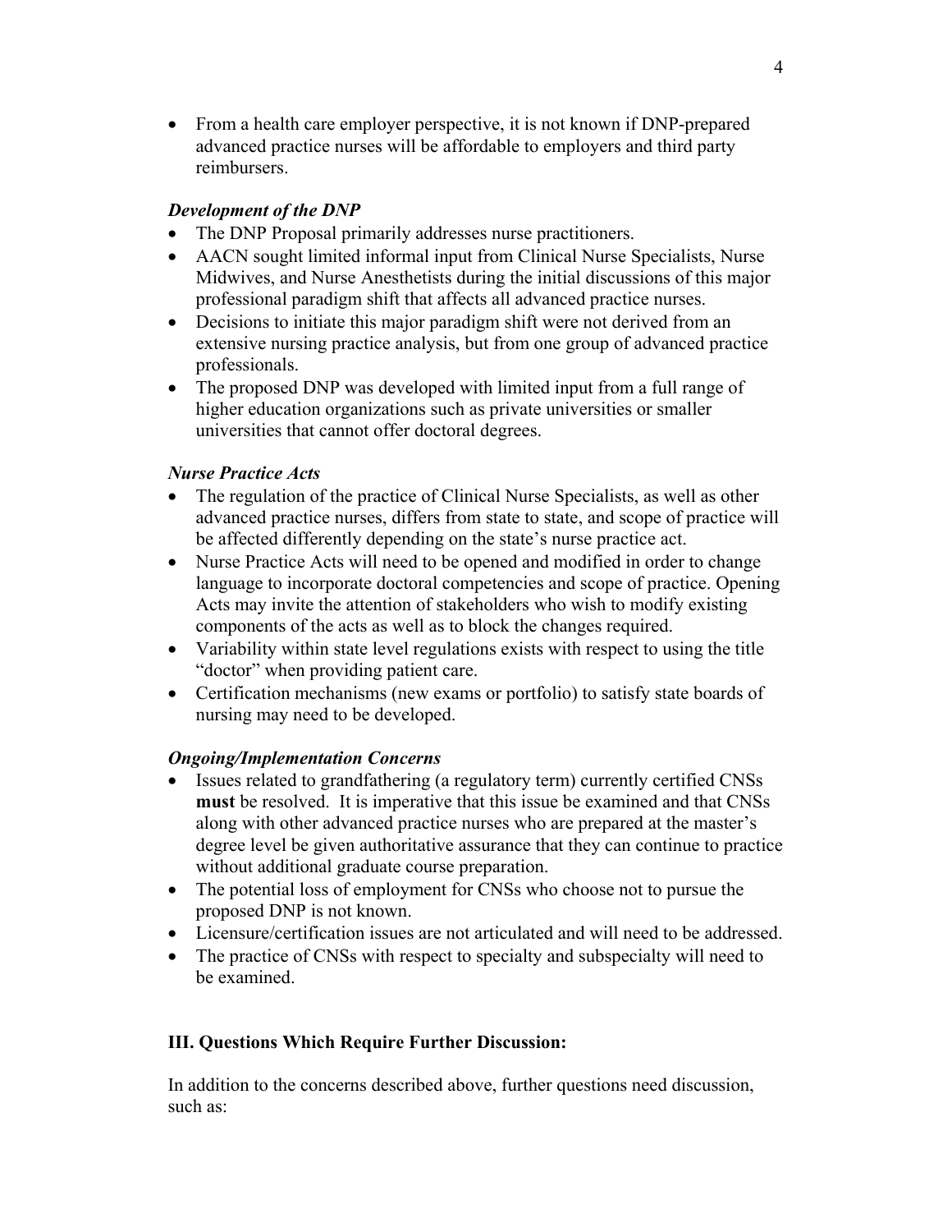- From a health care employer perspective, it is not known if DNP-prepared advanced practice nurses will be affordable to employers and third party reimbursers.

***Development of the DNP***

- The DNP Proposal primarily addresses nurse practitioners.
- AACN sought limited informal input from Clinical Nurse Specialists, Nurse Midwives, and Nurse Anesthetists during the initial discussions of this major professional paradigm shift that affects all advanced practice nurses.
- Decisions to initiate this major paradigm shift were not derived from an extensive nursing practice analysis, but from one group of advanced practice professionals.
- The proposed DNP was developed with limited input from a full range of higher education organizations such as private universities or smaller universities that cannot offer doctoral degrees.

***Nurse Practice Acts***

- The regulation of the practice of Clinical Nurse Specialists, as well as other advanced practice nurses, differs from state to state, and scope of practice will be affected differently depending on the state's nurse practice act.
- Nurse Practice Acts will need to be opened and modified in order to change language to incorporate doctoral competencies and scope of practice. Opening Acts may invite the attention of stakeholders who wish to modify existing components of the acts as well as to block the changes required.
- Variability within state level regulations exists with respect to using the title "doctor" when providing patient care.
- Certification mechanisms (new exams or portfolio) to satisfy state boards of nursing may need to be developed.

***Ongoing/Implementation Concerns***

- Issues related to grandfathering (a regulatory term) currently certified CNSs **must** be resolved. It is imperative that this issue be examined and that CNSs along with other advanced practice nurses who are prepared at the master's degree level be given authoritative assurance that they can continue to practice without additional graduate course preparation.
- The potential loss of employment for CNSs who choose not to pursue the proposed DNP is not known.
- Licensure/certification issues are not articulated and will need to be addressed.
- The practice of CNSs with respect to specialty and subspecialty will need to be examined.

## III. Questions Which Require Further Discussion:

In addition to the concerns described above, further questions need discussion, such as: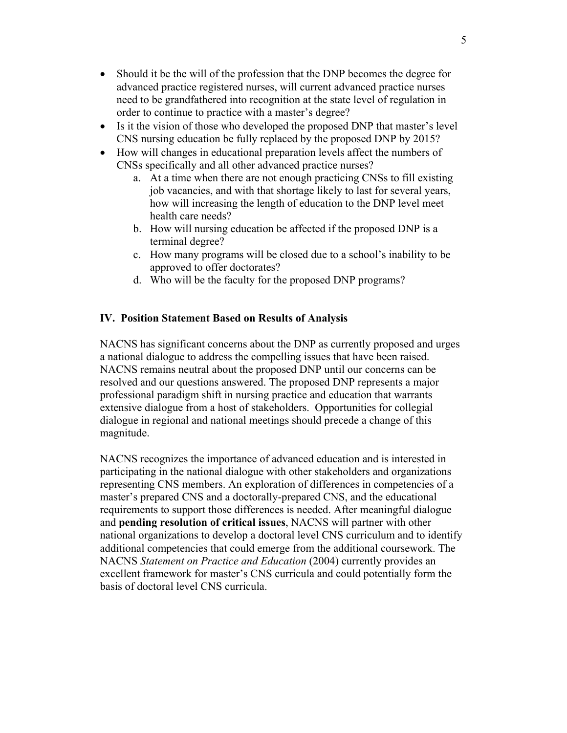- Should it be the will of the profession that the DNP becomes the degree for advanced practice registered nurses, will current advanced practice nurses need to be grandfathered into recognition at the state level of regulation in order to continue to practice with a master's degree?
- Is it the vision of those who developed the proposed DNP that master's level CNS nursing education be fully replaced by the proposed DNP by 2015?
- How will changes in educational preparation levels affect the numbers of CNSs specifically and all other advanced practice nurses?
    a. At a time when there are not enough practicing CNSs to fill existing job vacancies, and with that shortage likely to last for several years, how will increasing the length of education to the DNP level meet health care needs?
    b. How will nursing education be affected if the proposed DNP is a terminal degree?
    c. How many programs will be closed due to a school's inability to be approved to offer doctorates?
    d. Who will be the faculty for the proposed DNP programs?

## IV. Position Statement Based on Results of Analysis

NACNS has significant concerns about the DNP as currently proposed and urges a national dialogue to address the compelling issues that have been raised. NACNS remains neutral about the proposed DNP until our concerns can be resolved and our questions answered. The proposed DNP represents a major professional paradigm shift in nursing practice and education that warrants extensive dialogue from a host of stakeholders. Opportunities for collegial dialogue in regional and national meetings should precede a change of this magnitude.

NACNS recognizes the importance of advanced education and is interested in participating in the national dialogue with other stakeholders and organizations representing CNS members. An exploration of differences in competencies of a master's prepared CNS and a doctorally-prepared CNS, and the educational requirements to support those differences is needed. After meaningful dialogue and **pending resolution of critical issues**, NACNS will partner with other national organizations to develop a doctoral level CNS curriculum and to identify additional competencies that could emerge from the additional coursework. The NACNS *Statement on Practice and Education* (2004) currently provides an excellent framework for master's CNS curricula and could potentially form the basis of doctoral level CNS curricula.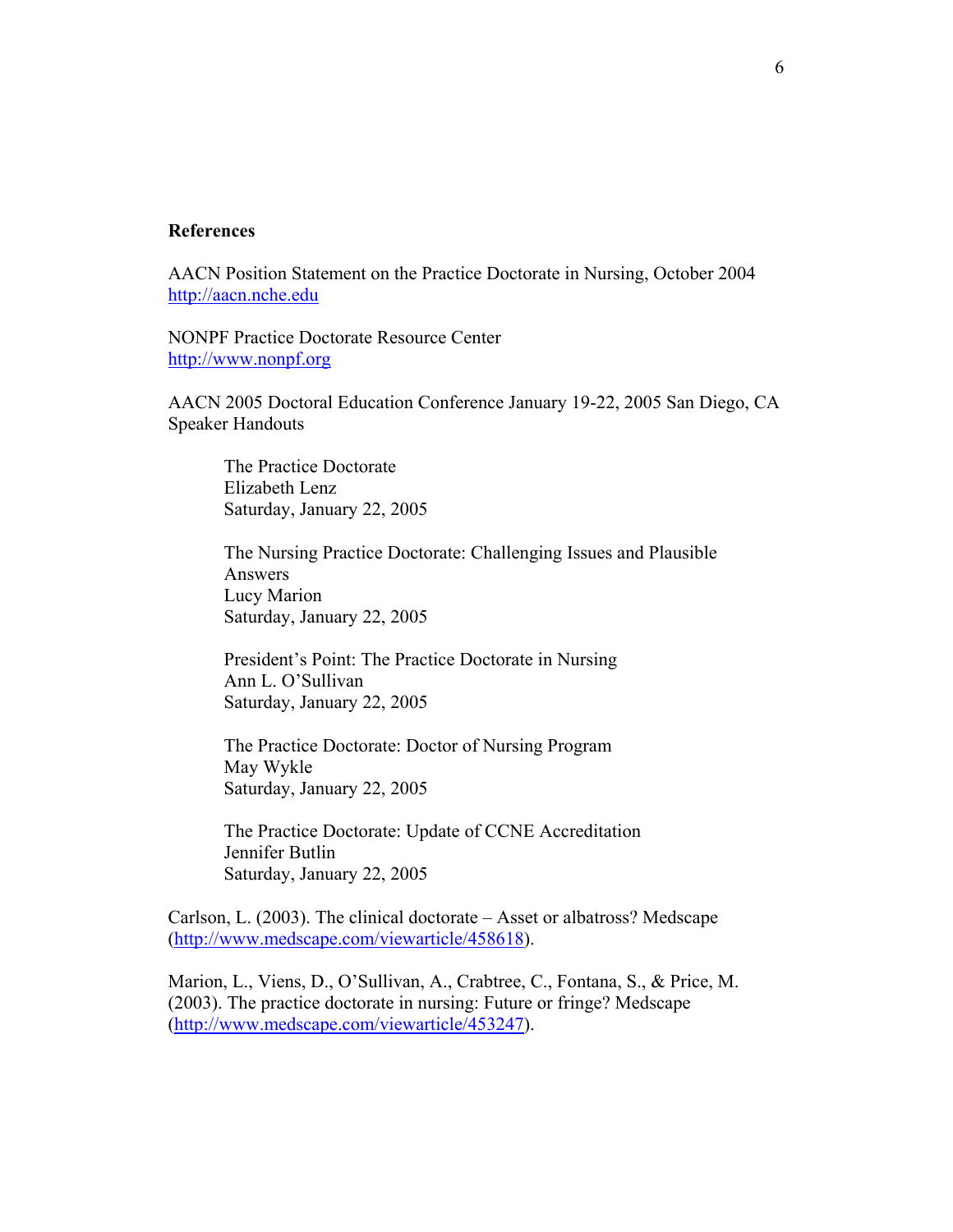**References**

AACN Position Statement on the Practice Doctorate in Nursing, October 2004
http://aacn.nche.edu

NONPF Practice Doctorate Resource Center
http://www.nonpf.org

AACN 2005 Doctoral Education Conference January 19-22, 2005 San Diego, CA
Speaker Handouts

> The Practice Doctorate
> Elizabeth Lenz
> Saturday, January 22, 2005
>
> The Nursing Practice Doctorate: Challenging Issues and Plausible Answers
> Lucy Marion
> Saturday, January 22, 2005
>
> President's Point: The Practice Doctorate in Nursing
> Ann L. O'Sullivan
> Saturday, January 22, 2005
>
> The Practice Doctorate: Doctor of Nursing Program
> May Wykle
> Saturday, January 22, 2005
>
> The Practice Doctorate: Update of CCNE Accreditation
> Jennifer Butlin
> Saturday, January 22, 2005

Carlson, L. (2003). The clinical doctorate – Asset or albatross? Medscape (http://www.medscape.com/viewarticle/458618).

Marion, L., Viens, D., O'Sullivan, A., Crabtree, C., Fontana, S., & Price, M. (2003). The practice doctorate in nursing: Future or fringe? Medscape (http://www.medscape.com/viewarticle/453247).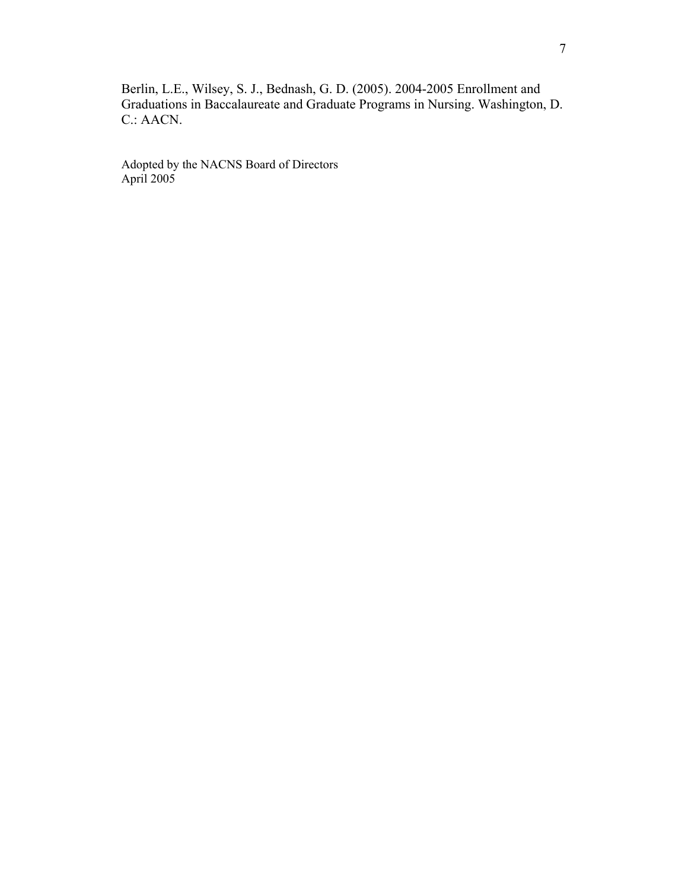Berlin, L.E., Wilsey, S. J., Bednash, G. D. (2005). 2004-2005 Enrollment and Graduations in Baccalaureate and Graduate Programs in Nursing. Washington, D. C.: AACN.

Adopted by the NACNS Board of Directors
April 2005